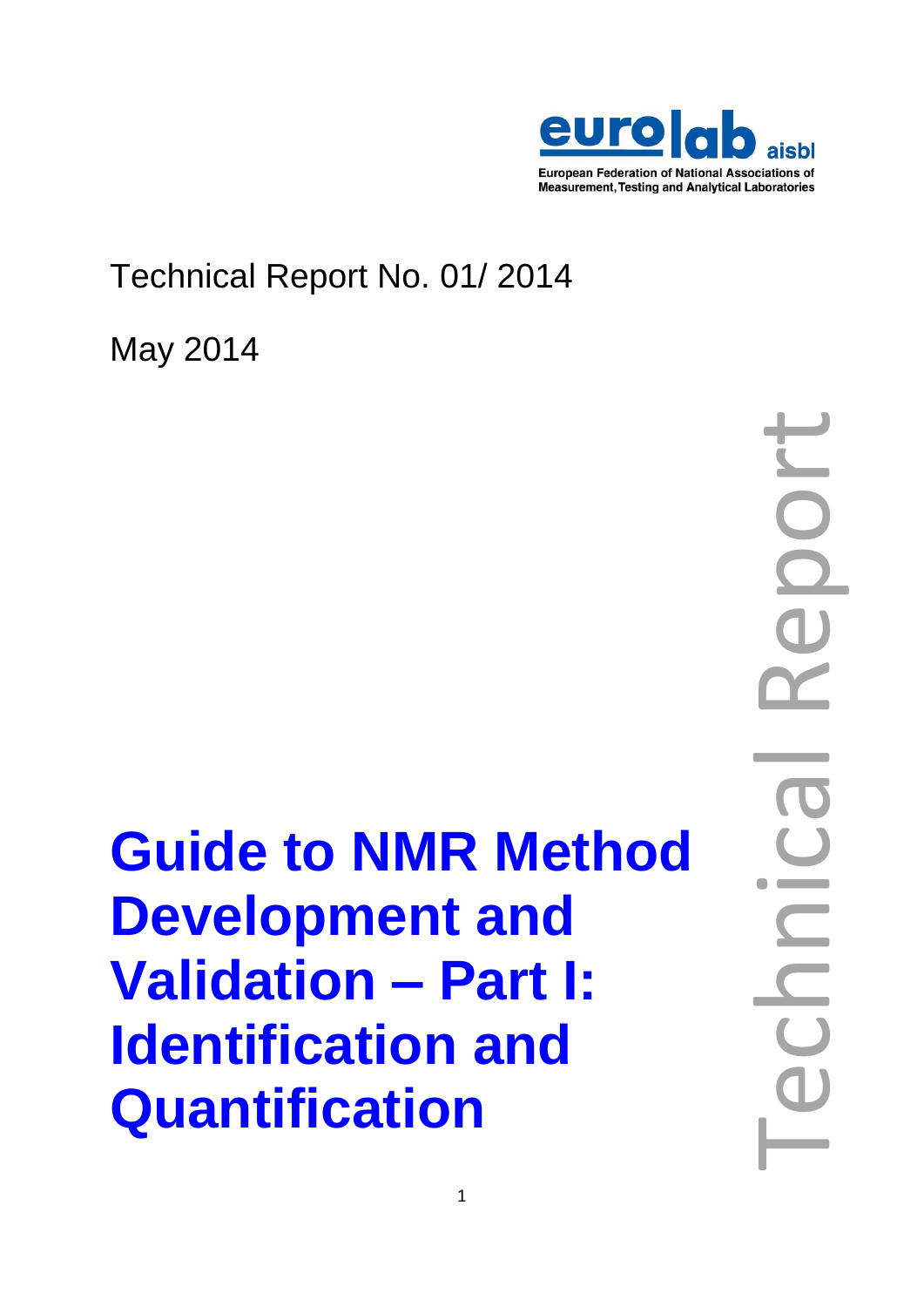eurolab aisbl

European Federation of National Associations of Measurement, Testing and Analytical Laboratories

Technical Report No. 01/ 2014

May 2014

# Guide to NMR Method Development and Validation – Part I: Identification and Quantification

Technical Report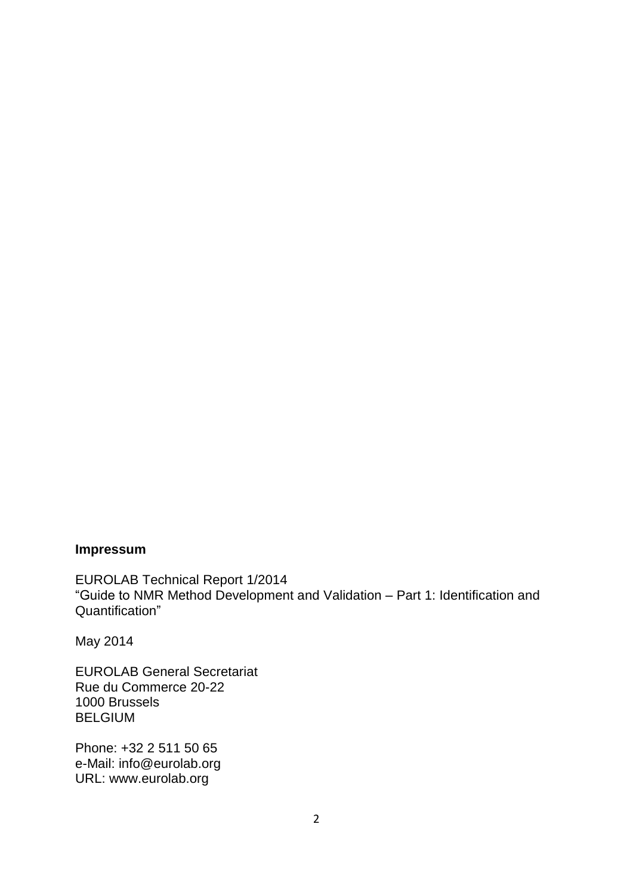**Impressum**

EUROLAB Technical Report 1/2014
“Guide to NMR Method Development and Validation – Part 1: Identification and Quantification”

May 2014

EUROLAB General Secretariat
Rue du Commerce 20-22
1000 Brussels
BELGIUM

Phone: +32 2 511 50 65
e-Mail: info@eurolab.org
URL: www.eurolab.org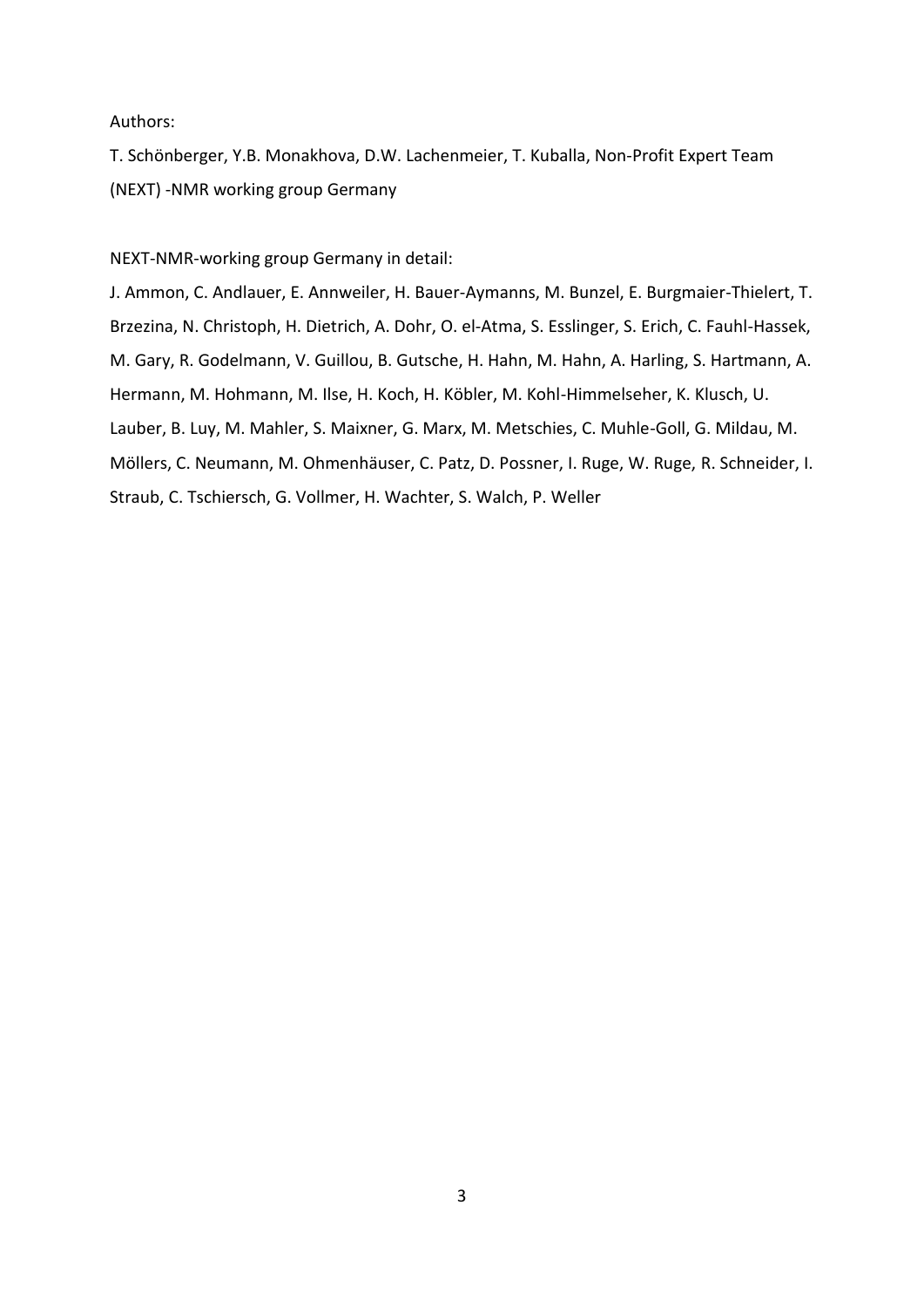Authors:

T. Schönberger, Y.B. Monakhova, D.W. Lachenmeier, T. Kuballa, Non-Profit Expert Team (NEXT) -NMR working group Germany

NEXT-NMR-working group Germany in detail:

J. Ammon, C. Andlauer, E. Annweiler, H. Bauer-Aymanns, M. Bunzel, E. Burgmaier-Thielert, T. Brzezina, N. Christoph, H. Dietrich, A. Dohr, O. el-Atma, S. Esslinger, S. Erich, C. Fauhl-Hassek, M. Gary, R. Godelmann, V. Guillou, B. Gutsche, H. Hahn, M. Hahn, A. Harling, S. Hartmann, A. Hermann, M. Hohmann, M. Ilse, H. Koch, H. Köbler, M. Kohl-Himmelseher, K. Klusch, U. Lauber, B. Luy, M. Mahler, S. Maixner, G. Marx, M. Metschies, C. Muhle-Goll, G. Mildau, M. Möllers, C. Neumann, M. Ohmenhäuser, C. Patz, D. Possner, I. Ruge, W. Ruge, R. Schneider, I. Straub, C. Tschiersch, G. Vollmer, H. Wachter, S. Walch, P. Weller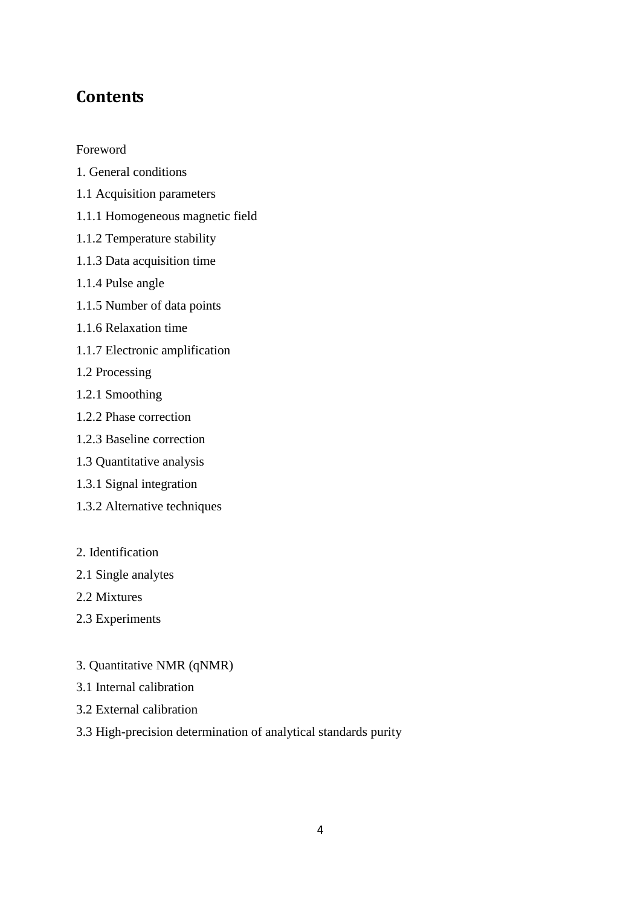## Contents

Foreword

1. General conditions

1.1 Acquisition parameters

1.1.1 Homogeneous magnetic field

1.1.2 Temperature stability

1.1.3 Data acquisition time

1.1.4 Pulse angle

1.1.5 Number of data points

1.1.6 Relaxation time

1.1.7 Electronic amplification

1.2 Processing

1.2.1 Smoothing

1.2.2 Phase correction

1.2.3 Baseline correction

1.3 Quantitative analysis

1.3.1 Signal integration

1.3.2 Alternative techniques

2. Identification

2.1 Single analytes

2.2 Mixtures

2.3 Experiments

3. Quantitative NMR (qNMR)

3.1 Internal calibration

3.2 External calibration

3.3 High-precision determination of analytical standards purity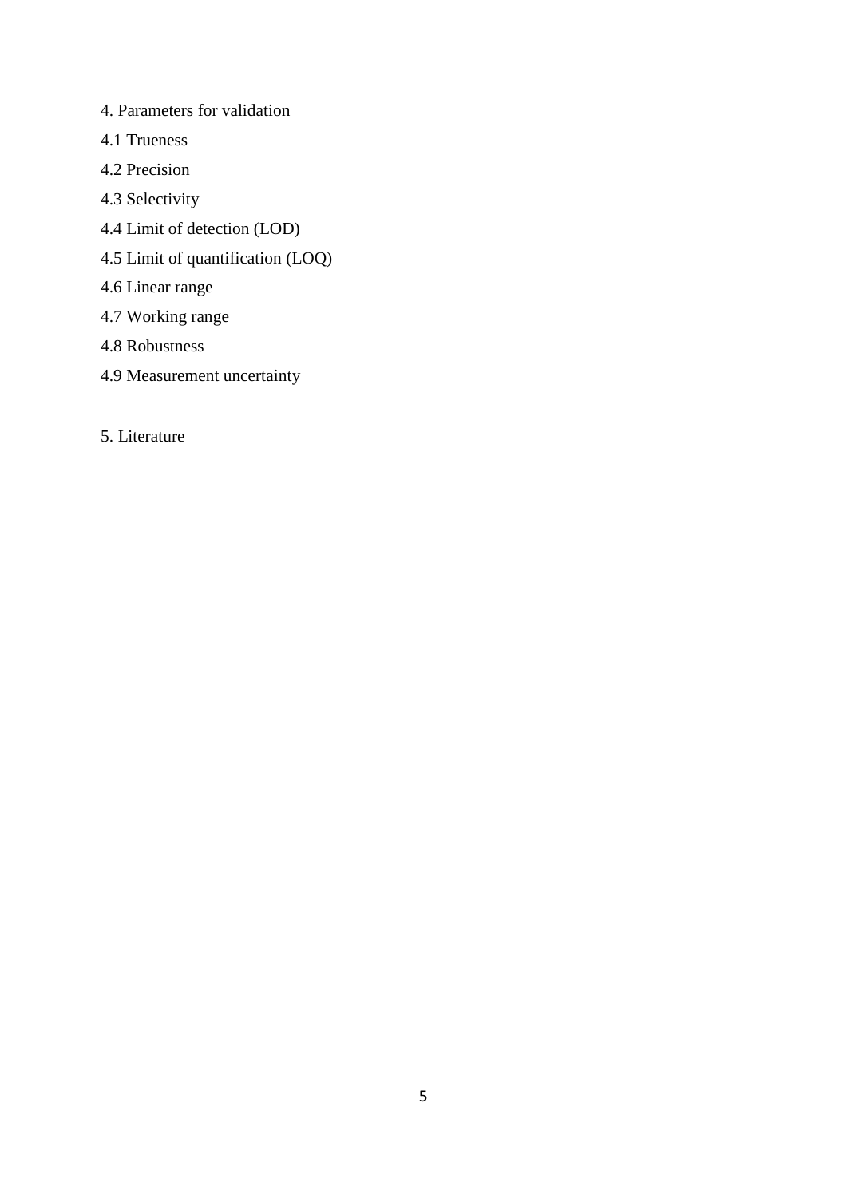4. Parameters for validation

4.1 Trueness

4.2 Precision

4.3 Selectivity

4.4 Limit of detection (LOD)

4.5 Limit of quantification (LOQ)

4.6 Linear range

4.7 Working range

4.8 Robustness

4.9 Measurement uncertainty

5. Literature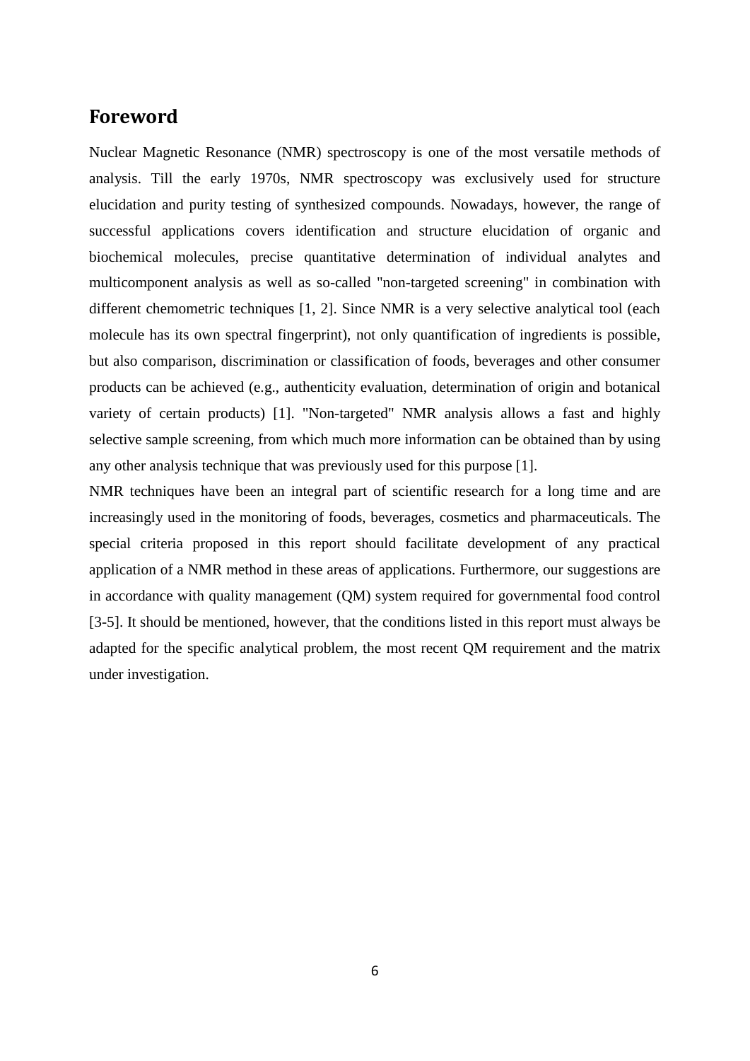## Foreword

Nuclear Magnetic Resonance (NMR) spectroscopy is one of the most versatile methods of analysis. Till the early 1970s, NMR spectroscopy was exclusively used for structure elucidation and purity testing of synthesized compounds. Nowadays, however, the range of successful applications covers identification and structure elucidation of organic and biochemical molecules, precise quantitative determination of individual analytes and multicomponent analysis as well as so-called "non-targeted screening" in combination with different chemometric techniques [1, 2]. Since NMR is a very selective analytical tool (each molecule has its own spectral fingerprint), not only quantification of ingredients is possible, but also comparison, discrimination or classification of foods, beverages and other consumer products can be achieved (e.g., authenticity evaluation, determination of origin and botanical variety of certain products) [1]. "Non-targeted" NMR analysis allows a fast and highly selective sample screening, from which much more information can be obtained than by using any other analysis technique that was previously used for this purpose [1].

NMR techniques have been an integral part of scientific research for a long time and are increasingly used in the monitoring of foods, beverages, cosmetics and pharmaceuticals. The special criteria proposed in this report should facilitate development of any practical application of a NMR method in these areas of applications. Furthermore, our suggestions are in accordance with quality management (QM) system required for governmental food control [3-5]. It should be mentioned, however, that the conditions listed in this report must always be adapted for the specific analytical problem, the most recent QM requirement and the matrix under investigation.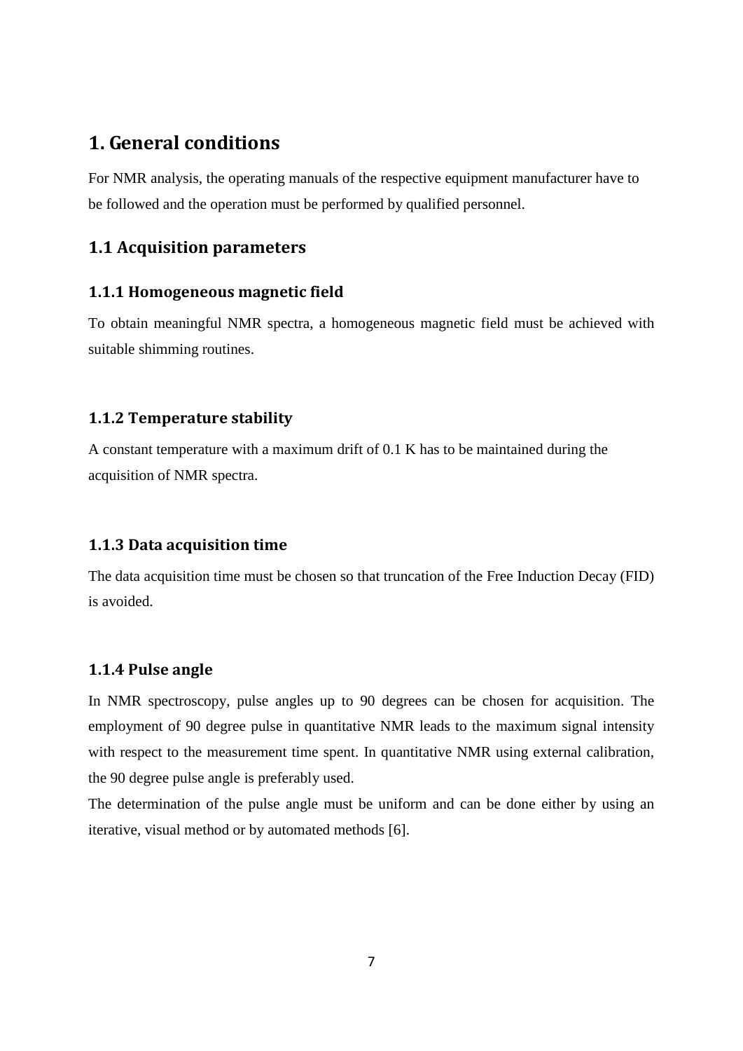# 1. General conditions

For NMR analysis, the operating manuals of the respective equipment manufacturer have to be followed and the operation must be performed by qualified personnel.

## 1.1 Acquisition parameters

### 1.1.1 Homogeneous magnetic field

To obtain meaningful NMR spectra, a homogeneous magnetic field must be achieved with suitable shimming routines.

### 1.1.2 Temperature stability

A constant temperature with a maximum drift of 0.1 K has to be maintained during the acquisition of NMR spectra.

### 1.1.3 Data acquisition time

The data acquisition time must be chosen so that truncation of the Free Induction Decay (FID) is avoided.

### 1.1.4 Pulse angle

In NMR spectroscopy, pulse angles up to 90 degrees can be chosen for acquisition. The employment of 90 degree pulse in quantitative NMR leads to the maximum signal intensity with respect to the measurement time spent. In quantitative NMR using external calibration, the 90 degree pulse angle is preferably used.

The determination of the pulse angle must be uniform and can be done either by using an iterative, visual method or by automated methods [6].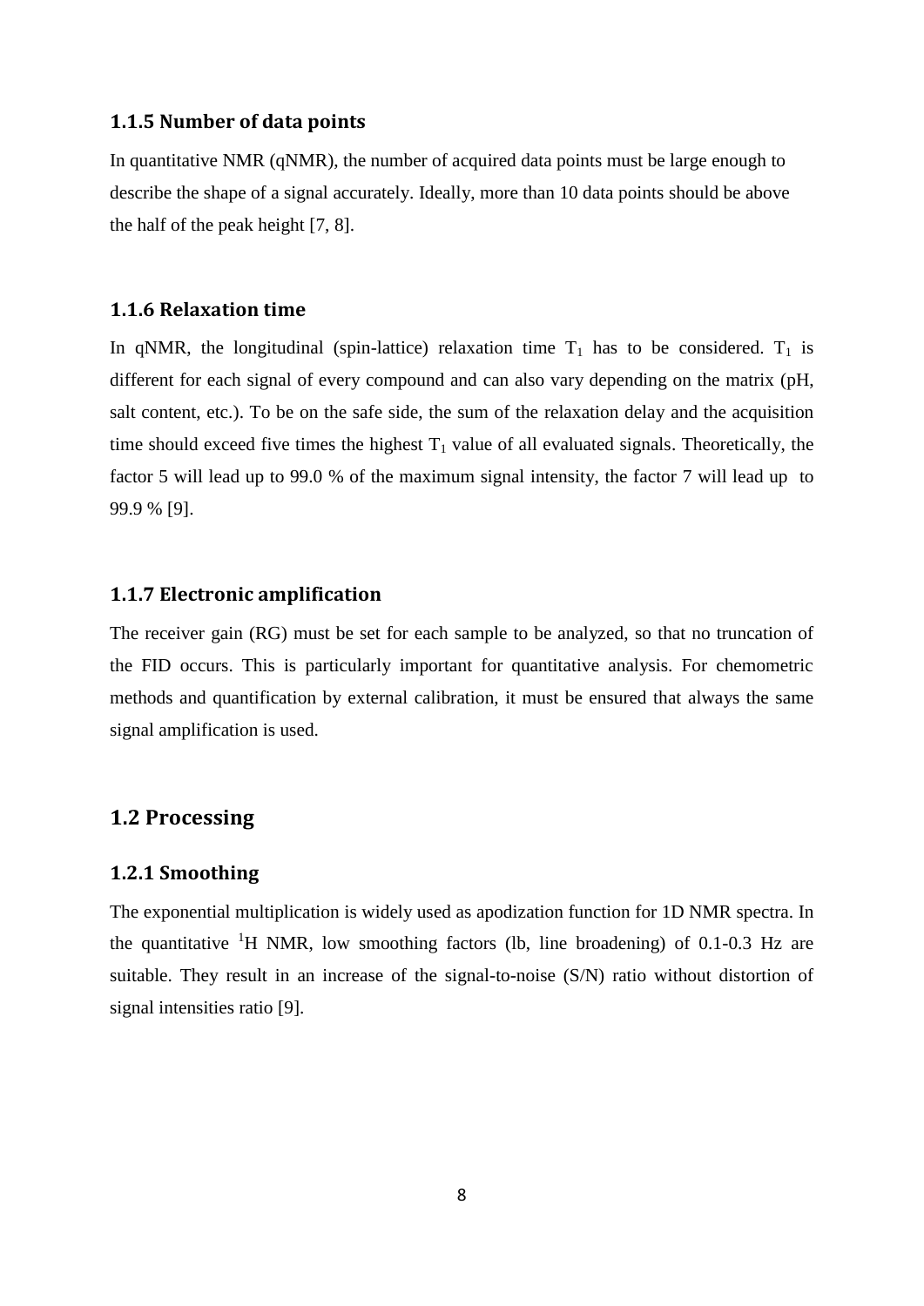### 1.1.5 Number of data points

In quantitative NMR (qNMR), the number of acquired data points must be large enough to describe the shape of a signal accurately. Ideally, more than 10 data points should be above the half of the peak height [7, 8].

### 1.1.6 Relaxation time

In qNMR, the longitudinal (spin-lattice) relaxation time $T_1$ has to be considered. $T_1$ is different for each signal of every compound and can also vary depending on the matrix (pH, salt content, etc.). To be on the safe side, the sum of the relaxation delay and the acquisition time should exceed five times the highest $T_1$ value of all evaluated signals. Theoretically, the factor 5 will lead up to 99.0 % of the maximum signal intensity, the factor 7 will lead up to 99.9 % [9].

### 1.1.7 Electronic amplification

The receiver gain (RG) must be set for each sample to be analyzed, so that no truncation of the FID occurs. This is particularly important for quantitative analysis. For chemometric methods and quantification by external calibration, it must be ensured that always the same signal amplification is used.

## 1.2 Processing

### 1.2.1 Smoothing

The exponential multiplication is widely used as apodization function for 1D NMR spectra. In the quantitative $^1H$ NMR, low smoothing factors (lb, line broadening) of 0.1-0.3 Hz are suitable. They result in an increase of the signal-to-noise (S/N) ratio without distortion of signal intensities ratio [9].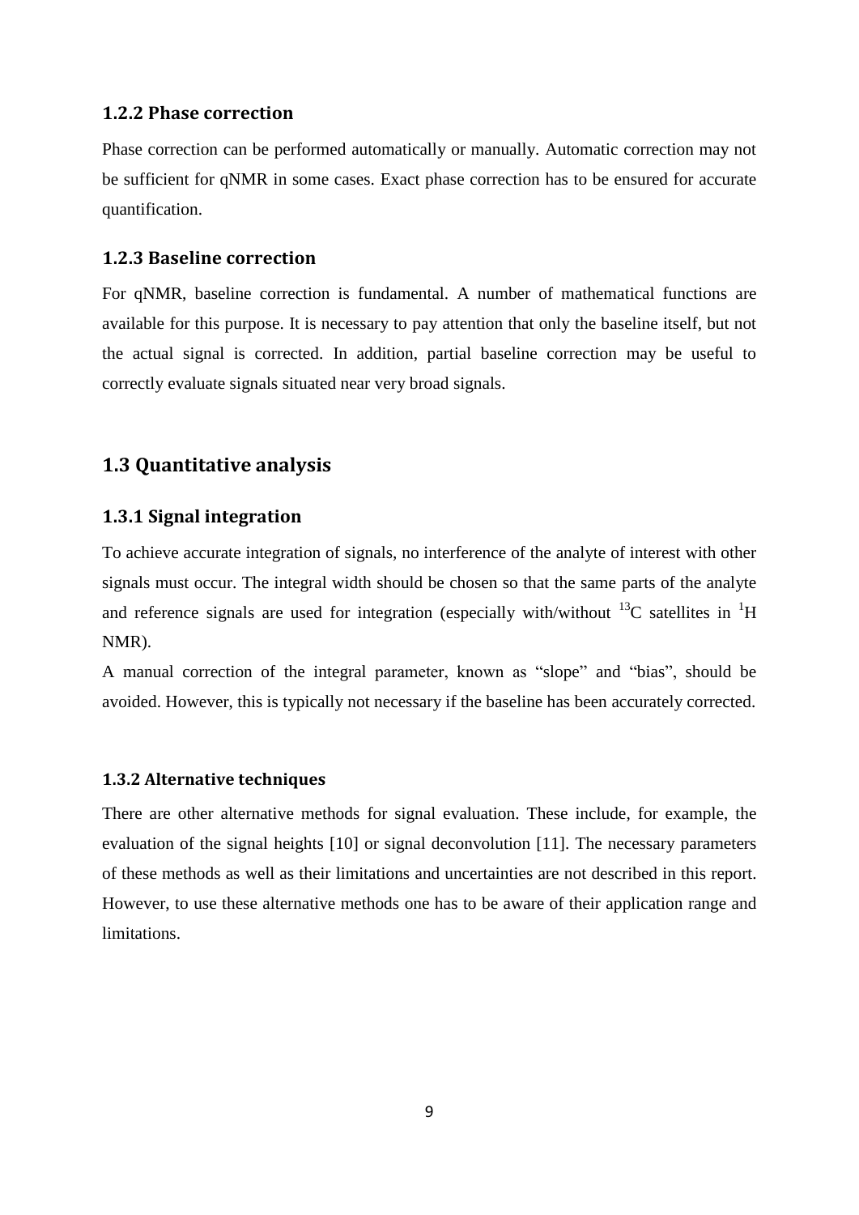### 1.2.2 Phase correction

Phase correction can be performed automatically or manually. Automatic correction may not be sufficient for qNMR in some cases. Exact phase correction has to be ensured for accurate quantification.

### 1.2.3 Baseline correction

For qNMR, baseline correction is fundamental. A number of mathematical functions are available for this purpose. It is necessary to pay attention that only the baseline itself, but not the actual signal is corrected. In addition, partial baseline correction may be useful to correctly evaluate signals situated near very broad signals.

## 1.3 Quantitative analysis

### 1.3.1 Signal integration

To achieve accurate integration of signals, no interference of the analyte of interest with other signals must occur. The integral width should be chosen so that the same parts of the analyte and reference signals are used for integration (especially with/without $^{13}C$ satellites in $^{1}H$ NMR).

A manual correction of the integral parameter, known as "slope" and "bias", should be avoided. However, this is typically not necessary if the baseline has been accurately corrected.

### 1.3.2 Alternative techniques

There are other alternative methods for signal evaluation. These include, for example, the evaluation of the signal heights [10] or signal deconvolution [11]. The necessary parameters of these methods as well as their limitations and uncertainties are not described in this report. However, to use these alternative methods one has to be aware of their application range and limitations.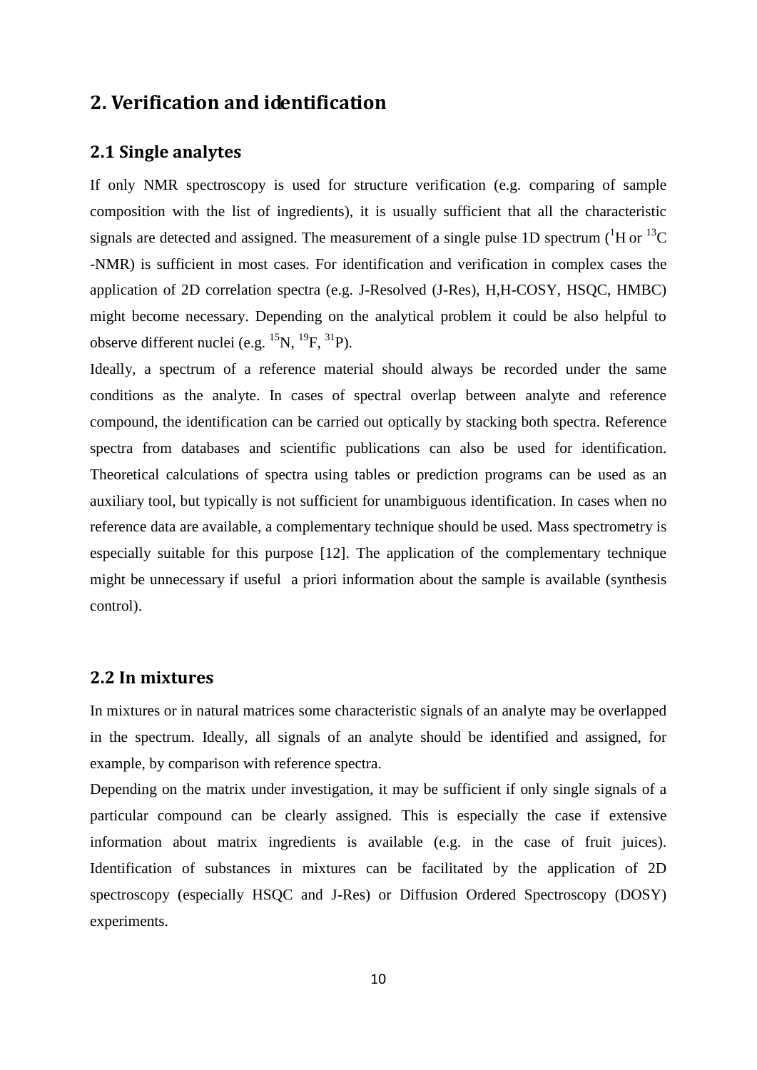# 2. Verification and identification

## 2.1 Single analytes

If only NMR spectroscopy is used for structure verification (e.g. comparing of sample composition with the list of ingredients), it is usually sufficient that all the characteristic signals are detected and assigned. The measurement of a single pulse 1D spectrum ($^{1}$H or $^{13}$C -NMR) is sufficient in most cases. For identification and verification in complex cases the application of 2D correlation spectra (e.g. J-Resolved (J-Res), H,H-COSY, HSQC, HMBC) might become necessary. Depending on the analytical problem it could be also helpful to observe different nuclei (e.g. $^{15}$N, $^{19}$F, $^{31}$P).

Ideally, a spectrum of a reference material should always be recorded under the same conditions as the analyte. In cases of spectral overlap between analyte and reference compound, the identification can be carried out optically by stacking both spectra. Reference spectra from databases and scientific publications can also be used for identification. Theoretical calculations of spectra using tables or prediction programs can be used as an auxiliary tool, but typically is not sufficient for unambiguous identification. In cases when no reference data are available, a complementary technique should be used. Mass spectrometry is especially suitable for this purpose [12]. The application of the complementary technique might be unnecessary if useful a priori information about the sample is available (synthesis control).

## 2.2 In mixtures

In mixtures or in natural matrices some characteristic signals of an analyte may be overlapped in the spectrum. Ideally, all signals of an analyte should be identified and assigned, for example, by comparison with reference spectra.

Depending on the matrix under investigation, it may be sufficient if only single signals of a particular compound can be clearly assigned. This is especially the case if extensive information about matrix ingredients is available (e.g. in the case of fruit juices). Identification of substances in mixtures can be facilitated by the application of 2D spectroscopy (especially HSQC and J-Res) or Diffusion Ordered Spectroscopy (DOSY) experiments.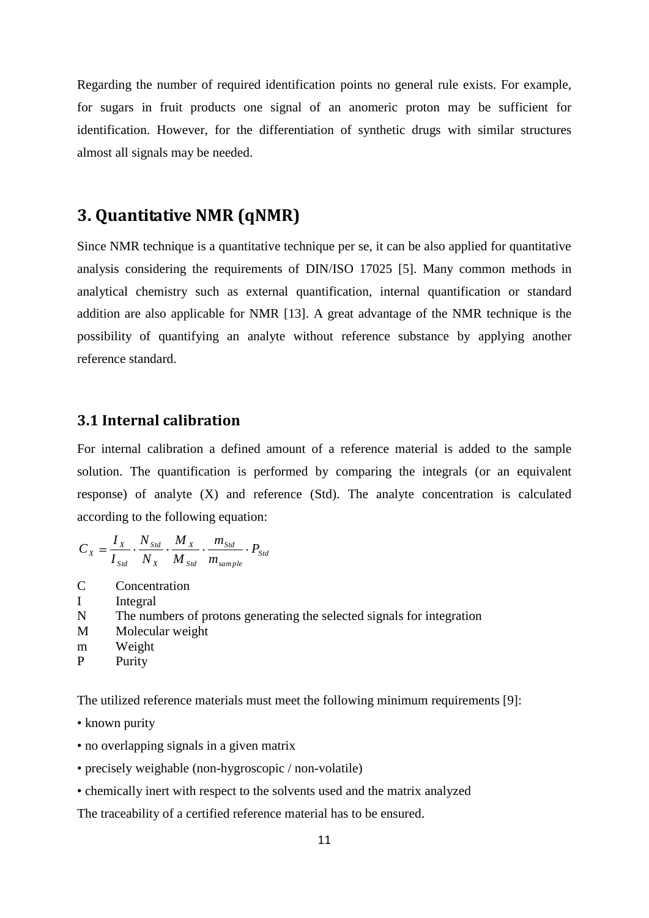Regarding the number of required identification points no general rule exists. For example, for sugars in fruit products one signal of an anomeric proton may be sufficient for identification. However, for the differentiation of synthetic drugs with similar structures almost all signals may be needed.

## 3. Quantitative NMR (qNMR)

Since NMR technique is a quantitative technique per se, it can be also applied for quantitative analysis considering the requirements of DIN/ISO 17025 [5]. Many common methods in analytical chemistry such as external quantification, internal quantification or standard addition are also applicable for NMR [13]. A great advantage of the NMR technique is the possibility of quantifying an analyte without reference substance by applying another reference standard.

### 3.1 Internal calibration

For internal calibration a defined amount of a reference material is added to the sample solution. The quantification is performed by comparing the integrals (or an equivalent response) of analyte (X) and reference (Std). The analyte concentration is calculated according to the following equation:

$$C_X = \frac{I_X}{I_{Std}} \cdot \frac{N_{Std}}{N_X} \cdot \frac{M_X}{M_{Std}} \cdot \frac{m_{Std}}{m_{sample}} \cdot P_{Std}$$

C Concentration
I Integral
N The numbers of protons generating the selected signals for integration
M Molecular weight
m Weight
P Purity

The utilized reference materials must meet the following minimum requirements [9]:

- known purity
- no overlapping signals in a given matrix
- precisely weighable (non-hygroscopic / non-volatile)
- chemically inert with respect to the solvents used and the matrix analyzed

The traceability of a certified reference material has to be ensured.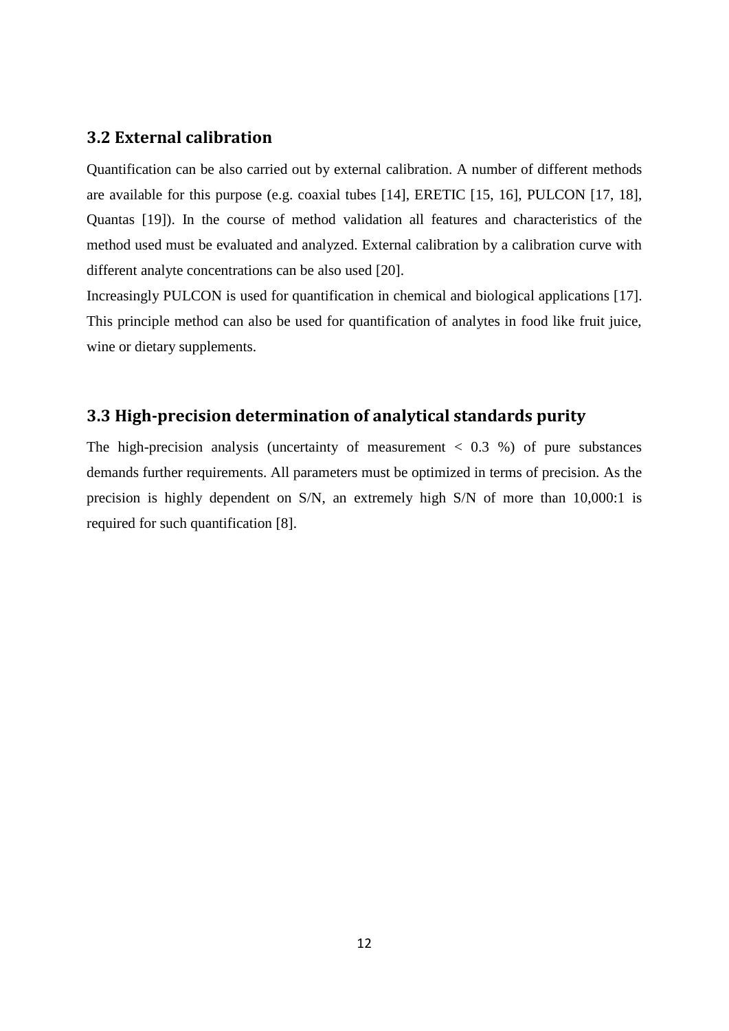## 3.2 External calibration

Quantification can be also carried out by external calibration. A number of different methods are available for this purpose (e.g. coaxial tubes [14], ERETIC [15, 16], PULCON [17, 18], Quantas [19]). In the course of method validation all features and characteristics of the method used must be evaluated and analyzed. External calibration by a calibration curve with different analyte concentrations can be also used [20].

Increasingly PULCON is used for quantification in chemical and biological applications [17]. This principle method can also be used for quantification of analytes in food like fruit juice, wine or dietary supplements.

## 3.3 High-precision determination of analytical standards purity

The high-precision analysis (uncertainty of measurement < 0.3 %) of pure substances demands further requirements. All parameters must be optimized in terms of precision. As the precision is highly dependent on S/N, an extremely high S/N of more than 10,000:1 is required for such quantification [8].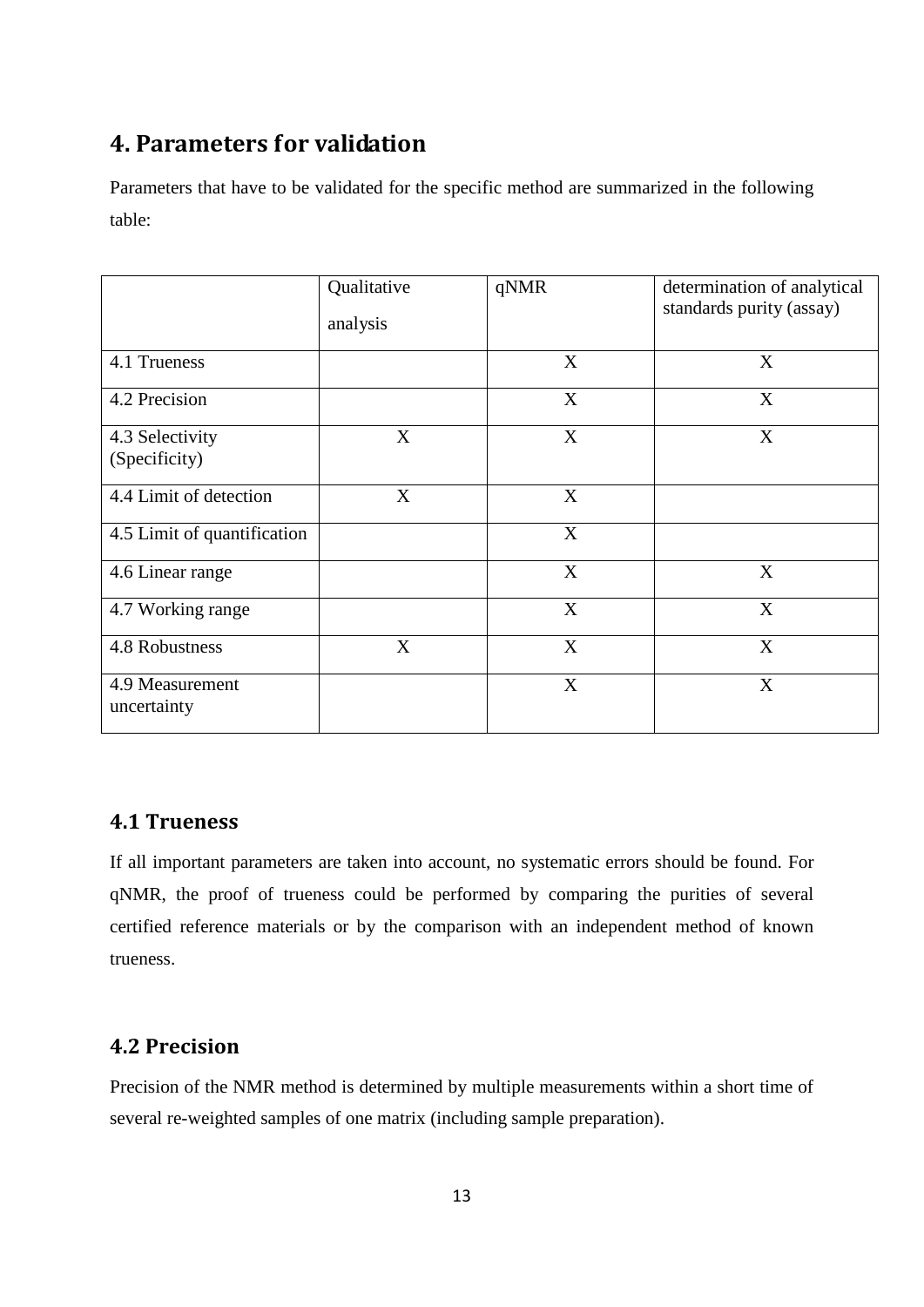## 4. Parameters for validation

Parameters that have to be validated for the specific method are summarized in the following table:

| | Qualitative analysis | qNMR | determination of analytical standards purity (assay) |
|---|---|---|---|
| 4.1 Trueness | | X | X |
| 4.2 Precision | | X | X |
| 4.3 Selectivity (Specificity) | X | X | X |
| 4.4 Limit of detection | X | X | |
| 4.5 Limit of quantification | | X | |
| 4.6 Linear range | | X | X |
| 4.7 Working range | | X | X |
| 4.8 Robustness | X | X | X |
| 4.9 Measurement uncertainty | | X | X |

### 4.1 Trueness

If all important parameters are taken into account, no systematic errors should be found. For qNMR, the proof of trueness could be performed by comparing the purities of several certified reference materials or by the comparison with an independent method of known trueness.

### 4.2 Precision

Precision of the NMR method is determined by multiple measurements within a short time of several re-weighted samples of one matrix (including sample preparation).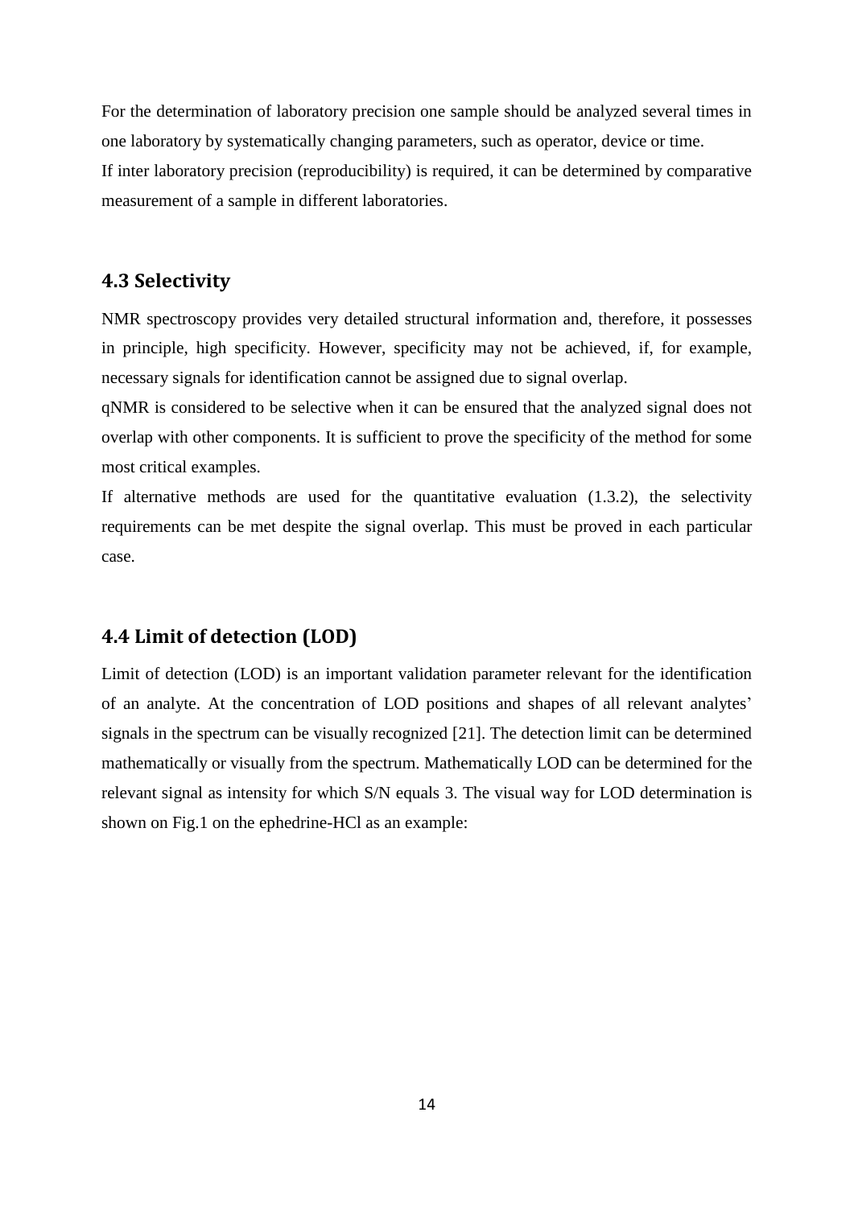For the determination of laboratory precision one sample should be analyzed several times in one laboratory by systematically changing parameters, such as operator, device or time.

If inter laboratory precision (reproducibility) is required, it can be determined by comparative measurement of a sample in different laboratories.

## 4.3 Selectivity

NMR spectroscopy provides very detailed structural information and, therefore, it possesses in principle, high specificity. However, specificity may not be achieved, if, for example, necessary signals for identification cannot be assigned due to signal overlap.

qNMR is considered to be selective when it can be ensured that the analyzed signal does not overlap with other components. It is sufficient to prove the specificity of the method for some most critical examples.

If alternative methods are used for the quantitative evaluation (1.3.2), the selectivity requirements can be met despite the signal overlap. This must be proved in each particular case.

## 4.4 Limit of detection (LOD)

Limit of detection (LOD) is an important validation parameter relevant for the identification of an analyte. At the concentration of LOD positions and shapes of all relevant analytes' signals in the spectrum can be visually recognized [21]. The detection limit can be determined mathematically or visually from the spectrum. Mathematically LOD can be determined for the relevant signal as intensity for which S/N equals 3. The visual way for LOD determination is shown on Fig.1 on the ephedrine-HCl as an example: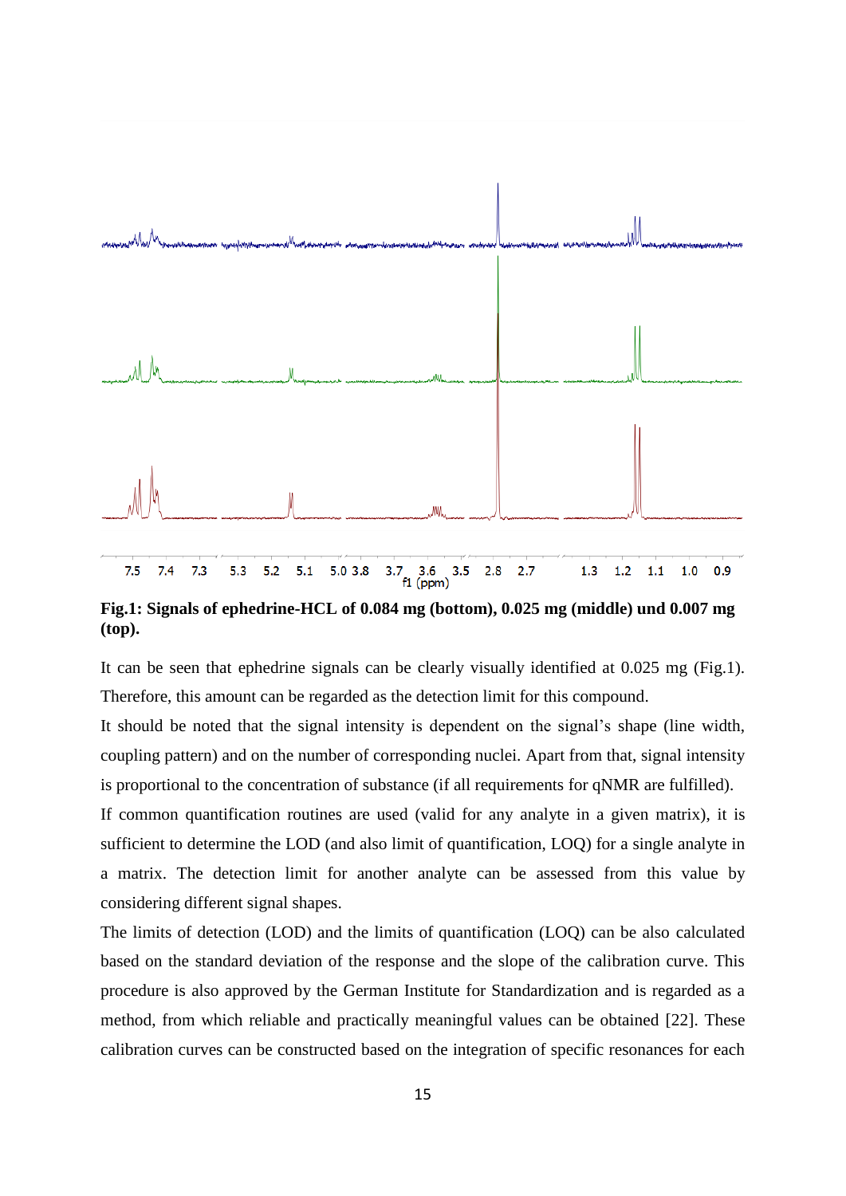**Fig.1: Signals of ephedrine-HCL of 0.084 mg (bottom), 0.025 mg (middle) und 0.007 mg (top).**

It can be seen that ephedrine signals can be clearly visually identified at 0.025 mg (Fig.1). Therefore, this amount can be regarded as the detection limit for this compound.

It should be noted that the signal intensity is dependent on the signal's shape (line width, coupling pattern) and on the number of corresponding nuclei. Apart from that, signal intensity is proportional to the concentration of substance (if all requirements for qNMR are fulfilled).

If common quantification routines are used (valid for any analyte in a given matrix), it is sufficient to determine the LOD (and also limit of quantification, LOQ) for a single analyte in a matrix. The detection limit for another analyte can be assessed from this value by considering different signal shapes.

The limits of detection (LOD) and the limits of quantification (LOQ) can be also calculated based on the standard deviation of the response and the slope of the calibration curve. This procedure is also approved by the German Institute for Standardization and is regarded as a method, from which reliable and practically meaningful values can be obtained [22]. These calibration curves can be constructed based on the integration of specific resonances for each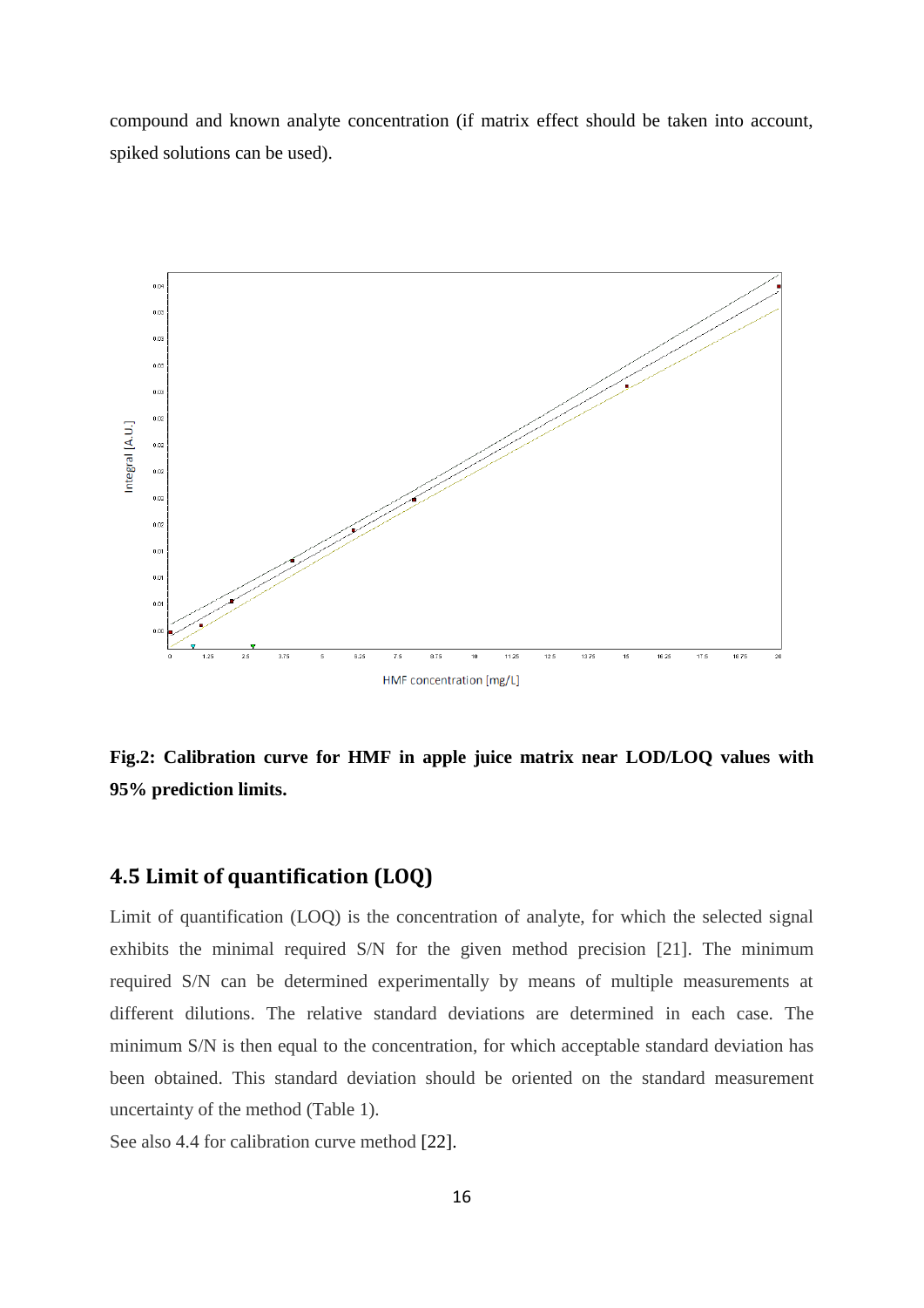compound and known analyte concentration (if matrix effect should be taken into account, spiked solutions can be used).

**Fig.2: Calibration curve for HMF in apple juice matrix near LOD/LOQ values with 95% prediction limits.**

## 4.5 Limit of quantification (LOQ)

Limit of quantification (LOQ) is the concentration of analyte, for which the selected signal exhibits the minimal required S/N for the given method precision [21]. The minimum required S/N can be determined experimentally by means of multiple measurements at different dilutions. The relative standard deviations are determined in each case. The minimum S/N is then equal to the concentration, for which acceptable standard deviation has been obtained. This standard deviation should be oriented on the standard measurement uncertainty of the method (Table 1).

See also 4.4 for calibration curve method [22].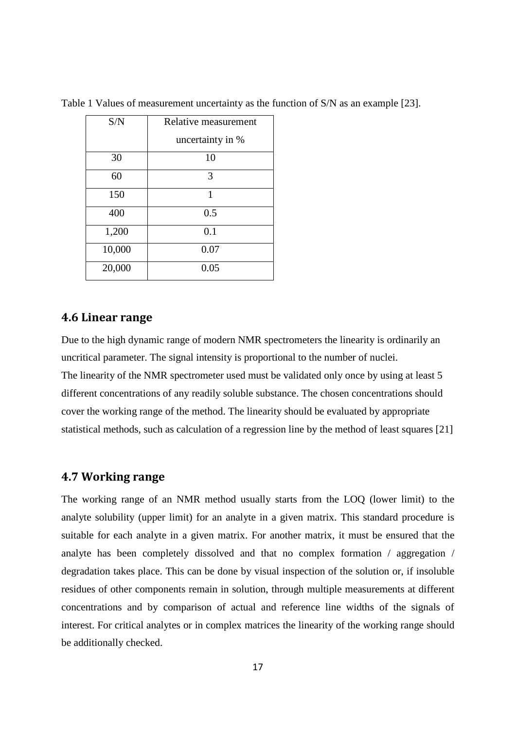Table 1 Values of measurement uncertainty as the function of S/N as an example [23].

| S/N | Relative measurement uncertainty in % |
|---|---|
| 30 | 10 |
| 60 | 3 |
| 150 | 1 |
| 400 | 0.5 |
| 1,200 | 0.1 |
| 10,000 | 0.07 |
| 20,000 | 0.05 |

## 4.6 Linear range

Due to the high dynamic range of modern NMR spectrometers the linearity is ordinarily an uncritical parameter. The signal intensity is proportional to the number of nuclei.
The linearity of the NMR spectrometer used must be validated only once by using at least 5 different concentrations of any readily soluble substance. The chosen concentrations should cover the working range of the method. The linearity should be evaluated by appropriate statistical methods, such as calculation of a regression line by the method of least squares [21]

## 4.7 Working range

The working range of an NMR method usually starts from the LOQ (lower limit) to the analyte solubility (upper limit) for an analyte in a given matrix. This standard procedure is suitable for each analyte in a given matrix. For another matrix, it must be ensured that the analyte has been completely dissolved and that no complex formation / aggregation / degradation takes place. This can be done by visual inspection of the solution or, if insoluble residues of other components remain in solution, through multiple measurements at different concentrations and by comparison of actual and reference line widths of the signals of interest. For critical analytes or in complex matrices the linearity of the working range should be additionally checked.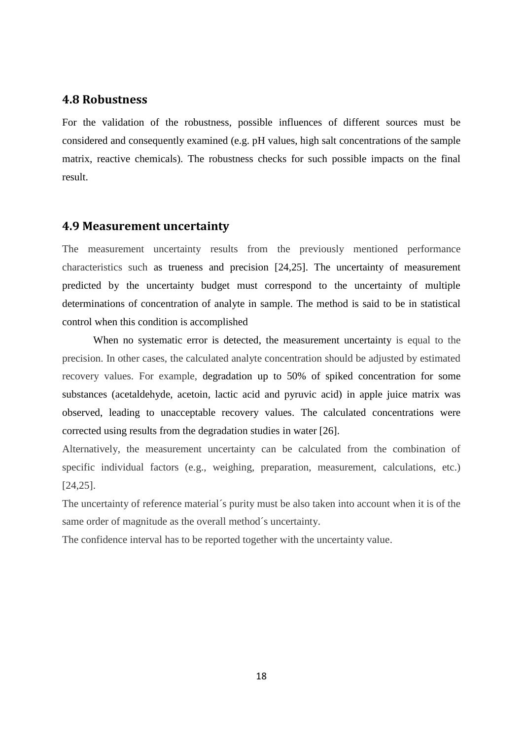## 4.8 Robustness

For the validation of the robustness, possible influences of different sources must be considered and consequently examined (e.g. pH values, high salt concentrations of the sample matrix, reactive chemicals). The robustness checks for such possible impacts on the final result.

## 4.9 Measurement uncertainty

The measurement uncertainty results from the previously mentioned performance characteristics such as trueness and precision [24,25]. The uncertainty of measurement predicted by the uncertainty budget must correspond to the uncertainty of multiple determinations of concentration of analyte in sample. The method is said to be in statistical control when this condition is accomplished

When no systematic error is detected, the measurement uncertainty is equal to the precision. In other cases, the calculated analyte concentration should be adjusted by estimated recovery values. For example, degradation up to 50% of spiked concentration for some substances (acetaldehyde, acetoin, lactic acid and pyruvic acid) in apple juice matrix was observed, leading to unacceptable recovery values. The calculated concentrations were corrected using results from the degradation studies in water [26].

Alternatively, the measurement uncertainty can be calculated from the combination of specific individual factors (e.g., weighing, preparation, measurement, calculations, etc.) [24,25].

The uncertainty of reference material´s purity must be also taken into account when it is of the same order of magnitude as the overall method´s uncertainty.

The confidence interval has to be reported together with the uncertainty value.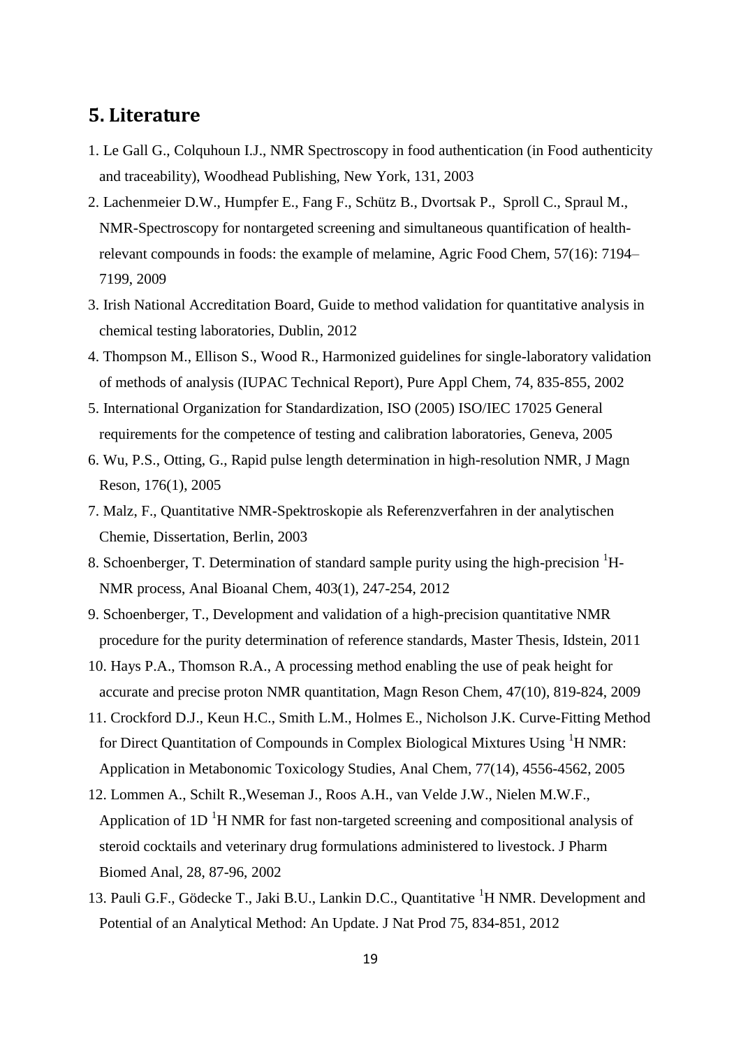## 5. Literature

1. Le Gall G., Colquhoun I.J., NMR Spectroscopy in food authentication (in Food authenticity and traceability), Woodhead Publishing, New York, 131, 2003
2. Lachenmeier D.W., Humpfer E., Fang F., Schütz B., Dvortsak P., Sproll C., Spraul M., NMR-Spectroscopy for nontargeted screening and simultaneous quantification of health-relevant compounds in foods: the example of melamine, Agric Food Chem, 57(16): 7194–7199, 2009
3. Irish National Accreditation Board, Guide to method validation for quantitative analysis in chemical testing laboratories, Dublin, 2012
4. Thompson M., Ellison S., Wood R., Harmonized guidelines for single-laboratory validation of methods of analysis (IUPAC Technical Report), Pure Appl Chem, 74, 835-855, 2002
5. International Organization for Standardization, ISO (2005) ISO/IEC 17025 General requirements for the competence of testing and calibration laboratories, Geneva, 2005
6. Wu, P.S., Otting, G., Rapid pulse length determination in high-resolution NMR, J Magn Reson, 176(1), 2005
7. Malz, F., Quantitative NMR-Spektroskopie als Referenzverfahren in der analytischen Chemie, Dissertation, Berlin, 2003
8. Schoenberger, T. Determination of standard sample purity using the high-precision $^{1}$H-NMR process, Anal Bioanal Chem, 403(1), 247-254, 2012
9. Schoenberger, T., Development and validation of a high-precision quantitative NMR procedure for the purity determination of reference standards, Master Thesis, Idstein, 2011
10. Hays P.A., Thomson R.A., A processing method enabling the use of peak height for accurate and precise proton NMR quantitation, Magn Reson Chem, 47(10), 819-824, 2009
11. Crockford D.J., Keun H.C., Smith L.M., Holmes E., Nicholson J.K. Curve-Fitting Method for Direct Quantitation of Compounds in Complex Biological Mixtures Using $^{1}$H NMR: Application in Metabonomic Toxicology Studies, Anal Chem, 77(14), 4556-4562, 2005
12. Lommen A., Schilt R.,Weseman J., Roos A.H., van Velde J.W., Nielen M.W.F., Application of 1D $^{1}$H NMR for fast non-targeted screening and compositional analysis of steroid cocktails and veterinary drug formulations administered to livestock. J Pharm Biomed Anal, 28, 87-96, 2002
13. Pauli G.F., Gödecke T., Jaki B.U., Lankin D.C., Quantitative $^{1}$H NMR. Development and Potential of an Analytical Method: An Update. J Nat Prod 75, 834-851, 2012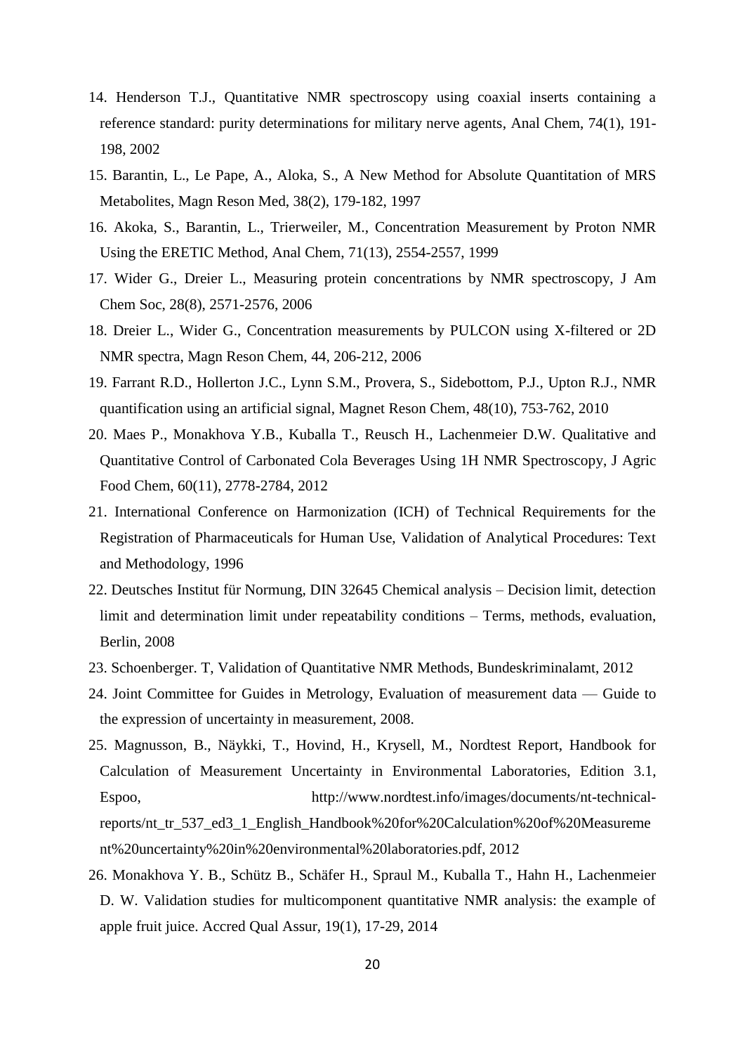14. Henderson T.J., Quantitative NMR spectroscopy using coaxial inserts containing a reference standard: purity determinations for military nerve agents, Anal Chem, 74(1), 191-198, 2002
15. Barantin, L., Le Pape, A., Aloka, S., A New Method for Absolute Quantitation of MRS Metabolites, Magn Reson Med, 38(2), 179-182, 1997
16. Akoka, S., Barantin, L., Trierweiler, M., Concentration Measurement by Proton NMR Using the ERETIC Method, Anal Chem, 71(13), 2554-2557, 1999
17. Wider G., Dreier L., Measuring protein concentrations by NMR spectroscopy, J Am Chem Soc, 28(8), 2571-2576, 2006
18. Dreier L., Wider G., Concentration measurements by PULCON using X-filtered or 2D NMR spectra, Magn Reson Chem, 44, 206-212, 2006
19. Farrant R.D., Hollerton J.C., Lynn S.M., Provera, S., Sidebottom, P.J., Upton R.J., NMR quantification using an artificial signal, Magnet Reson Chem, 48(10), 753-762, 2010
20. Maes P., Monakhova Y.B., Kuballa T., Reusch H., Lachenmeier D.W. Qualitative and Quantitative Control of Carbonated Cola Beverages Using 1H NMR Spectroscopy, J Agric Food Chem, 60(11), 2778-2784, 2012
21. International Conference on Harmonization (ICH) of Technical Requirements for the Registration of Pharmaceuticals for Human Use, Validation of Analytical Procedures: Text and Methodology, 1996
22. Deutsches Institut für Normung, DIN 32645 Chemical analysis – Decision limit, detection limit and determination limit under repeatability conditions – Terms, methods, evaluation, Berlin, 2008
23. Schoenberger. T, Validation of Quantitative NMR Methods, Bundeskriminalamt, 2012
24. Joint Committee for Guides in Metrology, Evaluation of measurement data — Guide to the expression of uncertainty in measurement, 2008.
25. Magnusson, B., Näykki, T., Hovind, H., Krysell, M., Nordtest Report, Handbook for Calculation of Measurement Uncertainty in Environmental Laboratories, Edition 3.1, Espoo, http://www.nordtest.info/images/documents/nt-technical-reports/nt_tr_537_ed3_1_English_Handbook%20for%20Calculation%20of%20Measurement%20uncertainty%20in%20environmental%20laboratories.pdf, 2012
26. Monakhova Y. B., Schütz B., Schäfer H., Spraul M., Kuballa T., Hahn H., Lachenmeier D. W. Validation studies for multicomponent quantitative NMR analysis: the example of apple fruit juice. Accred Qual Assur, 19(1), 17-29, 2014